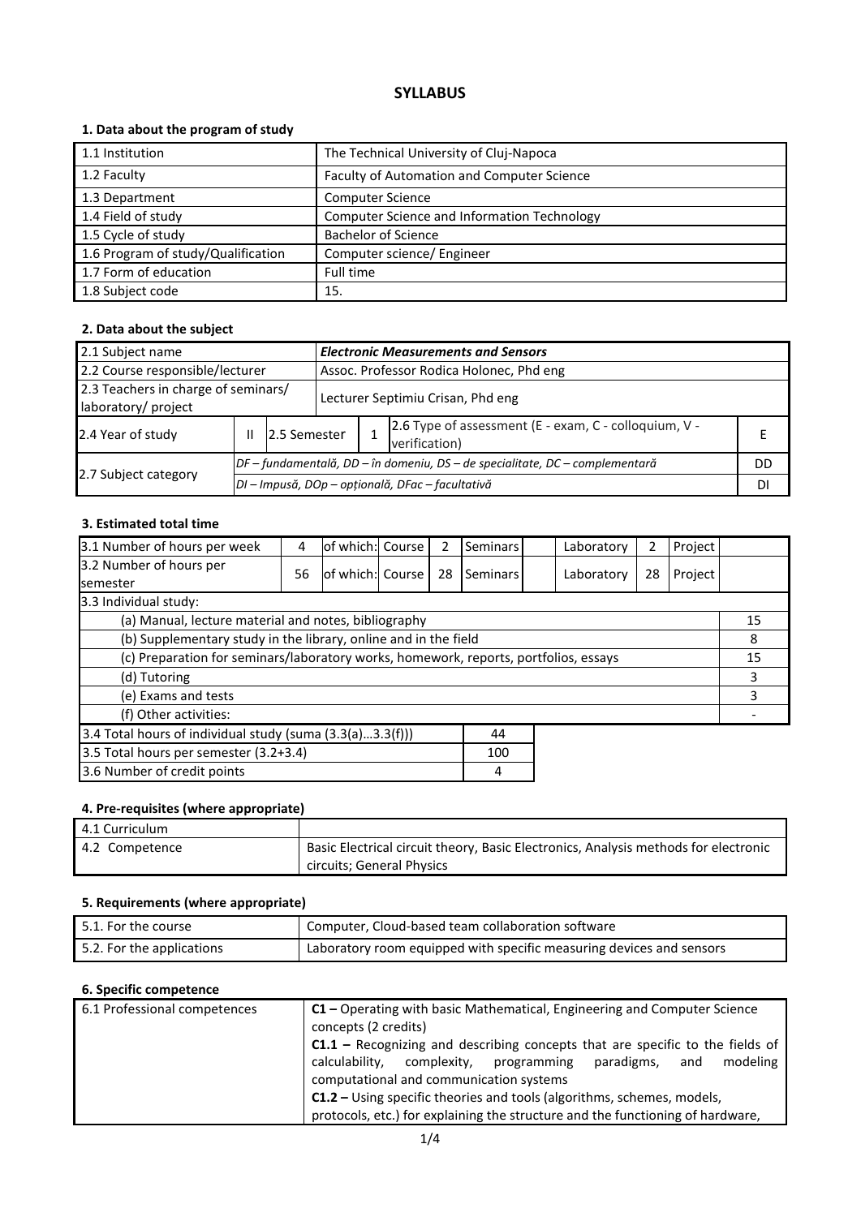# SYLLABUS

### 1. Data about the program of study

| | |
|---|---|
| 1.1 Institution | The Technical University of Cluj-Napoca |
| 1.2 Faculty | Faculty of Automation and Computer Science |
| 1.3 Department | Computer Science |
| 1.4 Field of study | Computer Science and Information Technology |
| 1.5 Cycle of study | Bachelor of Science |
| 1.6 Program of study/Qualification | Computer science/ Engineer |
| 1.7 Form of education | Full time |
| 1.8 Subject code | 15. |

### 2. Data about the subject

| | | | | | |
|---|---|---|---|---|---|
| 2.1 Subject name | | | ***Electronic Measurements and Sensors*** | | |
| 2.2 Course responsible/lecturer | | | Assoc. Professor Rodica Holonec, Phd eng | | |
| 2.3 Teachers in charge of seminars/ laboratory/ project | | | Lecturer Septimiu Crisan, Phd eng | | |
| 2.4 Year of study | II | 2.5 Semester | 1 | 2.6 Type of assessment (E - exam, C - colloquium, V - verification) | E |
| 2.7 Subject category | *DF – fundamentală, DD – în domeniu, DS – de specialitate, DC – complementară* | | | | DD |
| | *DI – Impusă, DOp – opțională, DFac – facultativă* | | | | DI |

### 3. Estimated total time

| | | | | | | | | | |
|---|---|---|---|---|---|---|---|---|---|
| 3.1 Number of hours per week | 4 | of which: Course | 2 | Seminars | | Laboratory | 2 | Project | |
| 3.2 Number of hours per semester | 56 | of which: Course | 28 | Seminars | | Laboratory | 28 | Project | |

| 3.3 Individual study: | |
|---|---|
| (a) Manual, lecture material and notes, bibliography | 15 |
| (b) Supplementary study in the library, online and in the field | 8 |
| (c) Preparation for seminars/laboratory works, homework, reports, portfolios, essays | 15 |
| (d) Tutoring | 3 |
| (e) Exams and tests | 3 |
| (f) Other activities: | - |

| | |
|---|---|
| 3.4 Total hours of individual study (suma (3.3(a)…3.3(f))) | 44 |
| 3.5 Total hours per semester (3.2+3.4) | 100 |
| 3.6 Number of credit points | 4 |

### 4. Pre-requisites (where appropriate)

| | |
|---|---|
| 4.1 Curriculum | |
| 4.2 Competence | Basic Electrical circuit theory, Basic Electronics, Analysis methods for electronic circuits; General Physics |

### 5. Requirements (where appropriate)

| | |
|---|---|
| 5.1. For the course | Computer, Cloud-based team collaboration software |
| 5.2. For the applications | Laboratory room equipped with specific measuring devices and sensors |

### 6. Specific competence

| | |
|---|---|
| 6.1 Professional competences | **C1 –** Operating with basic Mathematical, Engineering and Computer Science concepts (2 credits)<br>**C1.1 –** Recognizing and describing concepts that are specific to the fields of calculability, complexity, programming paradigms, and modeling computational and communication systems<br>**C1.2 –** Using specific theories and tools (algorithms, schemes, models, protocols, etc.) for explaining the structure and the functioning of hardware, |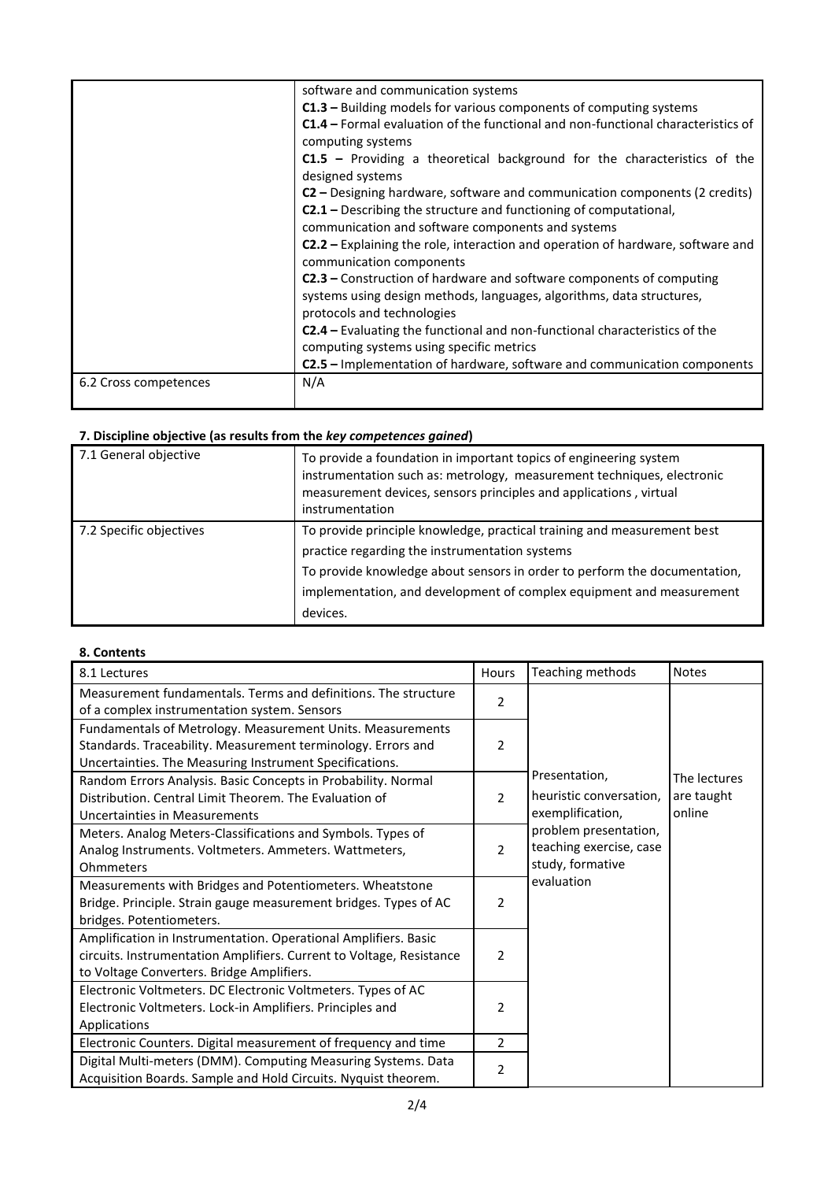| | |
|---|---|
| | software and communication systems<br>**C1.3 –** Building models for various components of computing systems<br>**C1.4 –** Formal evaluation of the functional and non-functional characteristics of computing systems<br>**C1.5 –** Providing a theoretical background for the characteristics of the designed systems<br>**C2 –** Designing hardware, software and communication components (2 credits)<br>**C2.1 –** Describing the structure and functioning of computational, communication and software components and systems<br>**C2.2 –** Explaining the role, interaction and operation of hardware, software and communication components<br>**C2.3 –** Construction of hardware and software components of computing systems using design methods, languages, algorithms, data structures, protocols and technologies<br>**C2.4 –** Evaluating the functional and non-functional characteristics of the computing systems using specific metrics<br>**C2.5 –** Implementation of hardware, software and communication components |
| 6.2 Cross competences | N/A |

### 7. Discipline objective (as results from the *key competences gained*)

| | |
|---|---|
| 7.1 General objective | To provide a foundation in important topics of engineering system instrumentation such as: metrology, measurement techniques, electronic measurement devices, sensors principles and applications , virtual instrumentation |
| 7.2 Specific objectives | To provide principle knowledge, practical training and measurement best practice regarding the instrumentation systems<br>To provide knowledge about sensors in order to perform the documentation, implementation, and development of complex equipment and measurement devices. |

### 8. Contents

| 8.1 Lectures | Hours | Teaching methods | Notes |
|---|---|---|---|
| Measurement fundamentals. Terms and definitions. The structure of a complex instrumentation system. Sensors | 2 | Presentation, heuristic conversation, exemplification, problem presentation, teaching exercise, case study, formative evaluation | The lectures are taught online |
| Fundamentals of Metrology. Measurement Units. Measurements Standards. Traceability. Measurement terminology. Errors and Uncertainties. The Measuring Instrument Specifications. | 2 | | |
| Random Errors Analysis. Basic Concepts in Probability. Normal Distribution. Central Limit Theorem. The Evaluation of Uncertainties in Measurements | 2 | | |
| Meters. Analog Meters-Classifications and Symbols. Types of Analog Instruments. Voltmeters. Ammeters. Wattmeters, Ohmmeters | 2 | | |
| Measurements with Bridges and Potentiometers. Wheatstone Bridge. Principle. Strain gauge measurement bridges. Types of AC bridges. Potentiometers. | 2 | | |
| Amplification in Instrumentation. Operational Amplifiers. Basic circuits. Instrumentation Amplifiers. Current to Voltage, Resistance to Voltage Converters. Bridge Amplifiers. | 2 | | |
| Electronic Voltmeters. DC Electronic Voltmeters. Types of AC Electronic Voltmeters. Lock-in Amplifiers. Principles and Applications | 2 | | |
| Electronic Counters. Digital measurement of frequency and time | 2 | | |
| Digital Multi-meters (DMM). Computing Measuring Systems. Data Acquisition Boards. Sample and Hold Circuits. Nyquist theorem. | 2 | | |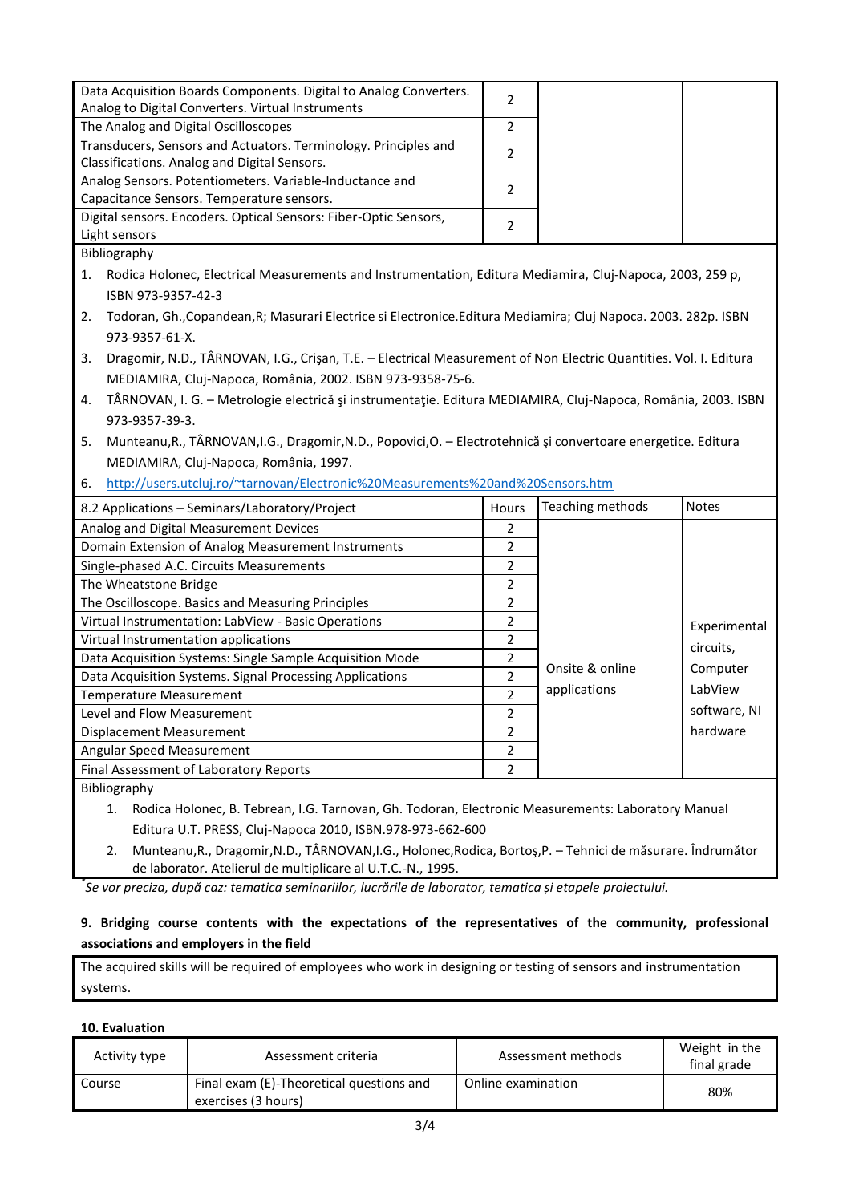| | | | |
|---|---|---|---|
| Data Acquisition Boards Components. Digital to Analog Converters. Analog to Digital Converters. Virtual Instruments | 2 | | |
| The Analog and Digital Oscilloscopes | 2 | | |
| Transducers, Sensors and Actuators. Terminology. Principles and Classifications. Analog and Digital Sensors. | 2 | | |
| Analog Sensors. Potentiometers. Variable-Inductance and Capacitance Sensors. Temperature sensors. | 2 | | |
| Digital sensors. Encoders. Optical Sensors: Fiber-Optic Sensors, Light sensors | 2 | | |

Bibliography

1. Rodica Holonec, Electrical Measurements and Instrumentation, Editura Mediamira, Cluj-Napoca, 2003, 259 p, ISBN 973-9357-42-3
2. Todoran, Gh.,Copandean,R; Masurari Electrice si Electronice.Editura Mediamira; Cluj Napoca. 2003. 282p. ISBN 973-9357-61-X.
3. Dragomir, N.D., TÂRNOVAN, I.G., Crişan, T.E. – Electrical Measurement of Non Electric Quantities. Vol. I. Editura MEDIAMIRA, Cluj-Napoca, România, 2002. ISBN 973-9358-75-6.
4. TÂRNOVAN, I. G. – Metrologie electrică şi instrumentaţie. Editura MEDIAMIRA, Cluj-Napoca, România, 2003. ISBN 973-9357-39-3.
5. Munteanu,R., TÂRNOVAN,I.G., Dragomir,N.D., Popovici,O. – Electrotehnică şi convertoare energetice. Editura MEDIAMIRA, Cluj-Napoca, România, 1997.
6. http://users.utcluj.ro/~tarnovan/Electronic%20Measurements%20and%20Sensors.htm

| 8.2 Applications – Seminars/Laboratory/Project | Hours | Teaching methods | Notes |
|---|---|---|---|
| Analog and Digital Measurement Devices | 2 | Onsite & online applications | Experimental circuits, Computer LabView software, NI hardware |
| Domain Extension of Analog Measurement Instruments | 2 | | |
| Single-phased A.C. Circuits Measurements | 2 | | |
| The Wheatstone Bridge | 2 | | |
| The Oscilloscope. Basics and Measuring Principles | 2 | | |
| Virtual Instrumentation: LabView - Basic Operations | 2 | | |
| Virtual Instrumentation applications | 2 | | |
| Data Acquisition Systems: Single Sample Acquisition Mode | 2 | | |
| Data Acquisition Systems. Signal Processing Applications | 2 | | |
| Temperature Measurement | 2 | | |
| Level and Flow Measurement | 2 | | |
| Displacement Measurement | 2 | | |
| Angular Speed Measurement | 2 | | |
| Final Assessment of Laboratory Reports | 2 | | |

Bibliography

1. Rodica Holonec, B. Tebrean, I.G. Tarnovan, Gh. Todoran, Electronic Measurements: Laboratory Manual Editura U.T. PRESS, Cluj-Napoca 2010, ISBN.978-973-662-600
2. Munteanu,R., Dragomir,N.D., TÂRNOVAN,I.G., Holonec,Rodica, Bortoş,P. – Tehnici de măsurare. Îndrumător de laborator. Atelierul de multiplicare al U.T.C.-N., 1995.

*Se vor preciza, după caz: tematica seminariilor, lucrările de laborator, tematica și etapele proiectului.*

**9. Bridging course contents with the expectations of the representatives of the community, professional associations and employers in the field**

| |
|---|
| The acquired skills will be required of employees who work in designing or testing of sensors and instrumentation systems. |

**10. Evaluation**

| Activity type | Assessment criteria | Assessment methods | Weight in the final grade |
|---|---|---|---|
| Course | Final exam (E)-Theoretical questions and exercises (3 hours) | Online examination | 80% |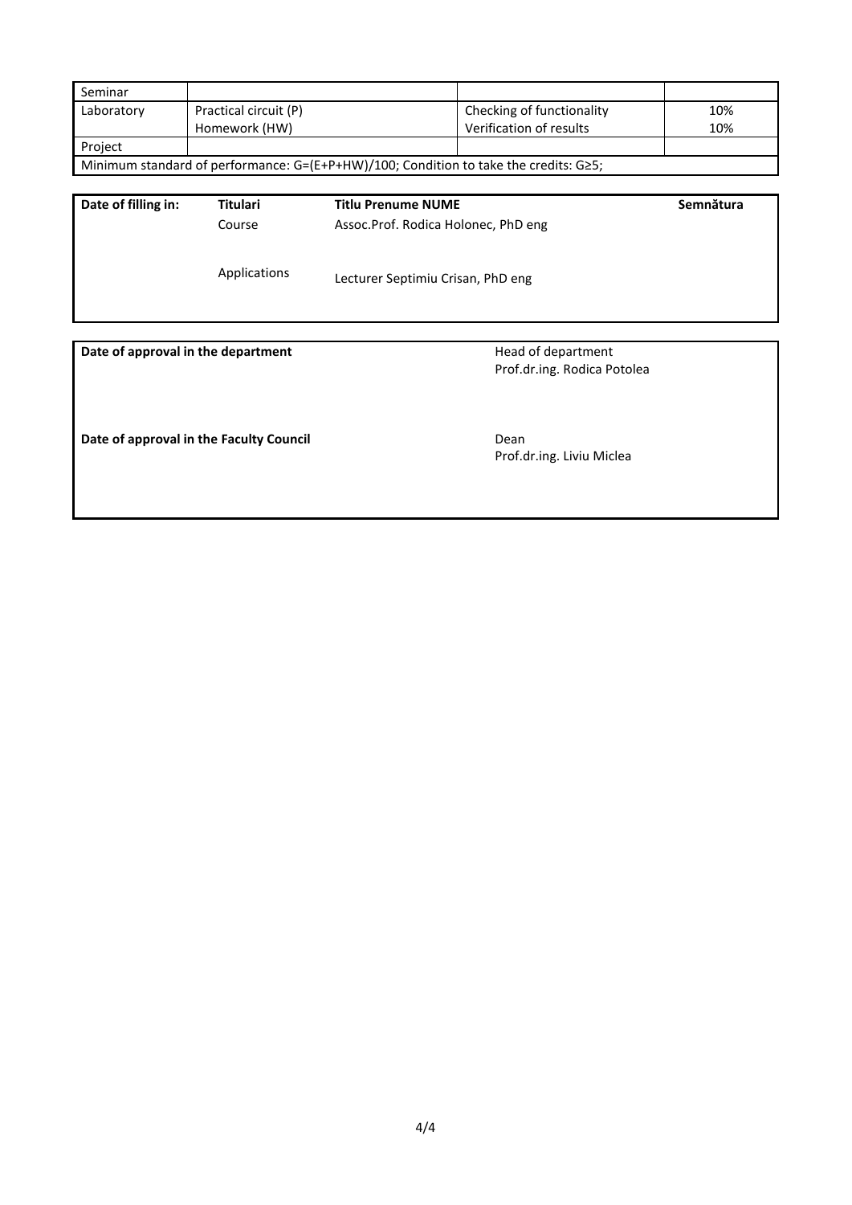| | | | |
|---|---|---|---|
| Seminar | | | |
| Laboratory | Practical circuit (P)<br>Homework (HW) | Checking of functionality<br>Verification of results | 10%<br>10% |
| Project | | | |
| Minimum standard of performance: G=(E+P+HW)/100; Condition to take the credits: G≥5; | | | |

| Date of filling in: | Titulari | Titlu Prenume NUME | Semnătura |
|---|---|---|---|
| | Course | Assoc.Prof. Rodica Holonec, PhD eng | |
| | Applications | Lecturer Septimiu Crisan, PhD eng | |

| | |
|---|---|
| **Date of approval in the department** | Head of department<br>Prof.dr.ing. Rodica Potolea |
| **Date of approval in the Faculty Council** | Dean<br>Prof.dr.ing. Liviu Miclea |